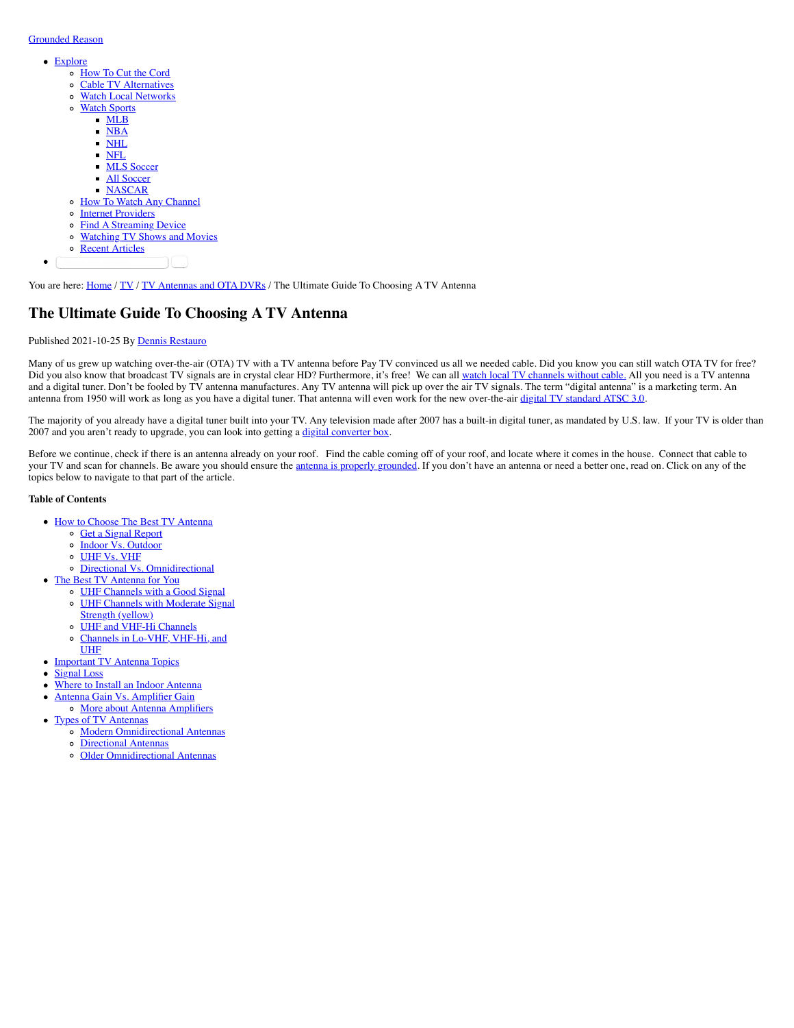Grounded Reason

- Explore
  - How To Cut the Cord
  - Cable TV Alternatives
  - Watch Local Networks
  - Watch Sports
    - MLB
    - NBA
    - NHL
    - NFL
    - MLS Soccer
    - All Soccer
    - NASCAR
  - How To Watch Any Channel
  - Internet Providers
  - Find A Streaming Device
  - Watching TV Shows and Movies
  - Recent Articles

You are here: Home / TV / TV Antennas and OTA DVRs / The Ultimate Guide To Choosing A TV Antenna

# The Ultimate Guide To Choosing A TV Antenna

Published 2021-10-25 By Dennis Restauro

Many of us grew up watching over-the-air (OTA) TV with a TV antenna before Pay TV convinced us all we needed cable. Did you know you can still watch OTA TV for free? Did you also know that broadcast TV signals are in crystal clear HD? Furthermore, it's free! We can all watch local TV channels without cable. All you need is a TV antenna and a digital tuner. Don't be fooled by TV antenna manufactures. Any TV antenna will pick up over the air TV signals. The term "digital antenna" is a marketing term. An antenna from 1950 will work as long as you have a digital tuner. That antenna will even work for the new over-the-air digital TV standard ATSC 3.0.

The majority of you already have a digital tuner built into your TV. Any television made after 2007 has a built-in digital tuner, as mandated by U.S. law. If your TV is older than 2007 and you aren't ready to upgrade, you can look into getting a digital converter box.

Before we continue, check if there is an antenna already on your roof. Find the cable coming off of your roof, and locate where it comes in the house. Connect that cable to your TV and scan for channels. Be aware you should ensure the antenna is properly grounded. If you don't have an antenna or need a better one, read on. Click on any of the topics below to navigate to that part of the article.

**Table of Contents**

- How to Choose The Best TV Antenna
  - Get a Signal Report
  - Indoor Vs. Outdoor
  - UHF Vs. VHF
  - Directional Vs. Omnidirectional
- The Best TV Antenna for You
  - UHF Channels with a Good Signal
  - UHF Channels with Moderate Signal Strength (yellow)
  - UHF and VHF-Hi Channels
  - Channels in Lo-VHF, VHF-Hi, and UHF
- Important TV Antenna Topics
- Signal Loss
- Where to Install an Indoor Antenna
- Antenna Gain Vs. Amplifier Gain
  - More about Antenna Amplifiers
- Types of TV Antennas
  - Modern Omnidirectional Antennas
  - Directional Antennas
  - Older Omnidirectional Antennas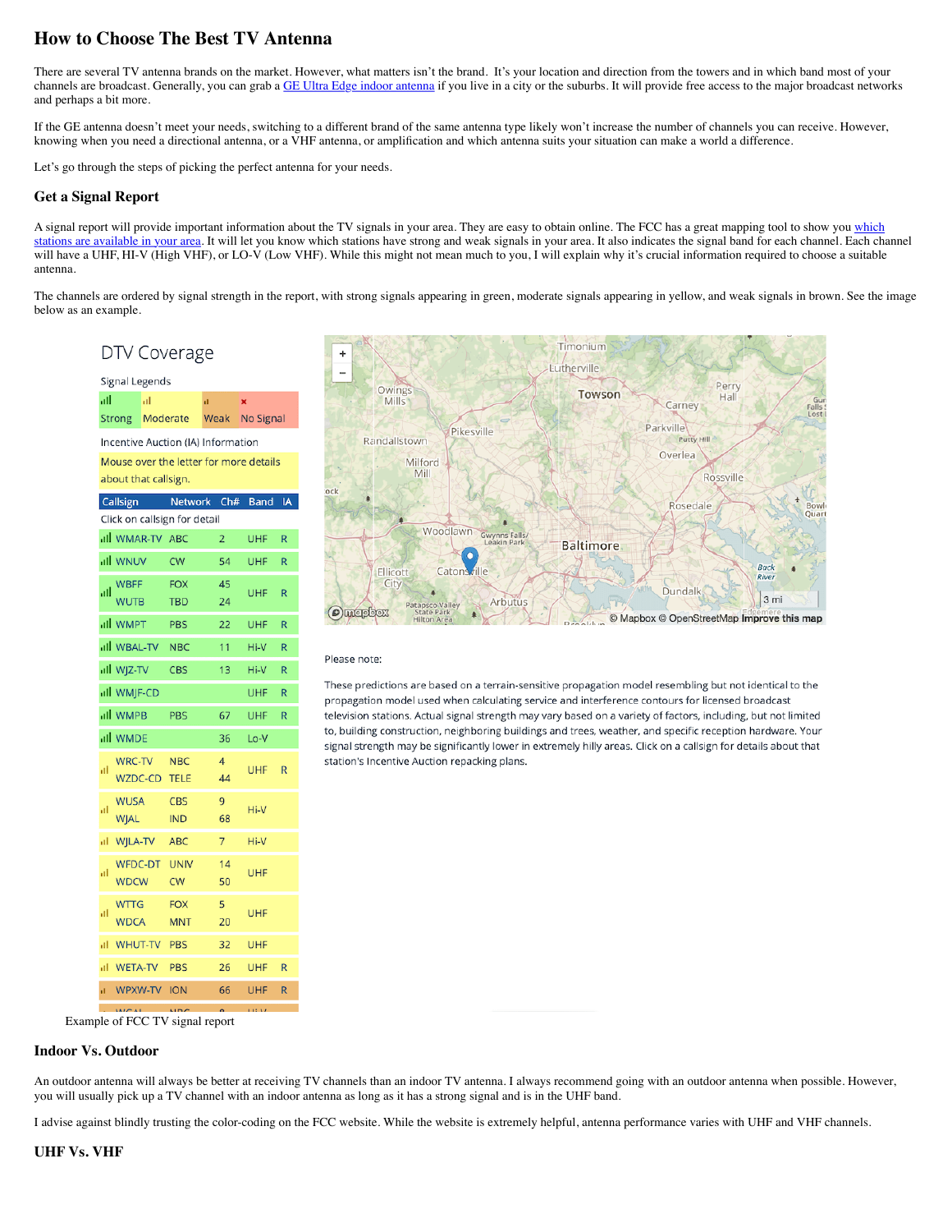## How to Choose The Best TV Antenna

There are several TV antenna brands on the market. However, what matters isn't the brand. It's your location and direction from the towers and in which band most of your channels are broadcast. Generally, you can grab a GE Ultra Edge indoor antenna if you live in a city or the suburbs. It will provide free access to the major broadcast networks and perhaps a bit more.

If the GE antenna doesn't meet your needs, switching to a different brand of the same antenna type likely won't increase the number of channels you can receive. However, knowing when you need a directional antenna, or a VHF antenna, or amplification and which antenna suits your situation can make a world a difference.

Let's go through the steps of picking the perfect antenna for your needs.

### Get a Signal Report

A signal report will provide important information about the TV signals in your area. They are easy to obtain online. The FCC has a great mapping tool to show you which stations are available in your area. It will let you know which stations have strong and weak signals in your area. It also indicates the signal band for each channel. Each channel will have a UHF, HI-V (High VHF), or LO-V (Low VHF). While this might not mean much to you, I will explain why it's crucial information required to choose a suitable antenna.

The channels are ordered by signal strength in the report, with strong signals appearing in green, moderate signals appearing in yellow, and weak signals in brown. See the image below as an example.

Example of FCC TV signal report

### Indoor Vs. Outdoor

An outdoor antenna will always be better at receiving TV channels than an indoor TV antenna. I always recommend going with an outdoor antenna when possible. However, you will usually pick up a TV channel with an indoor antenna as long as it has a strong signal and is in the UHF band.

I advise against blindly trusting the color-coding on the FCC website. While the website is extremely helpful, antenna performance varies with UHF and VHF channels.

### UHF Vs. VHF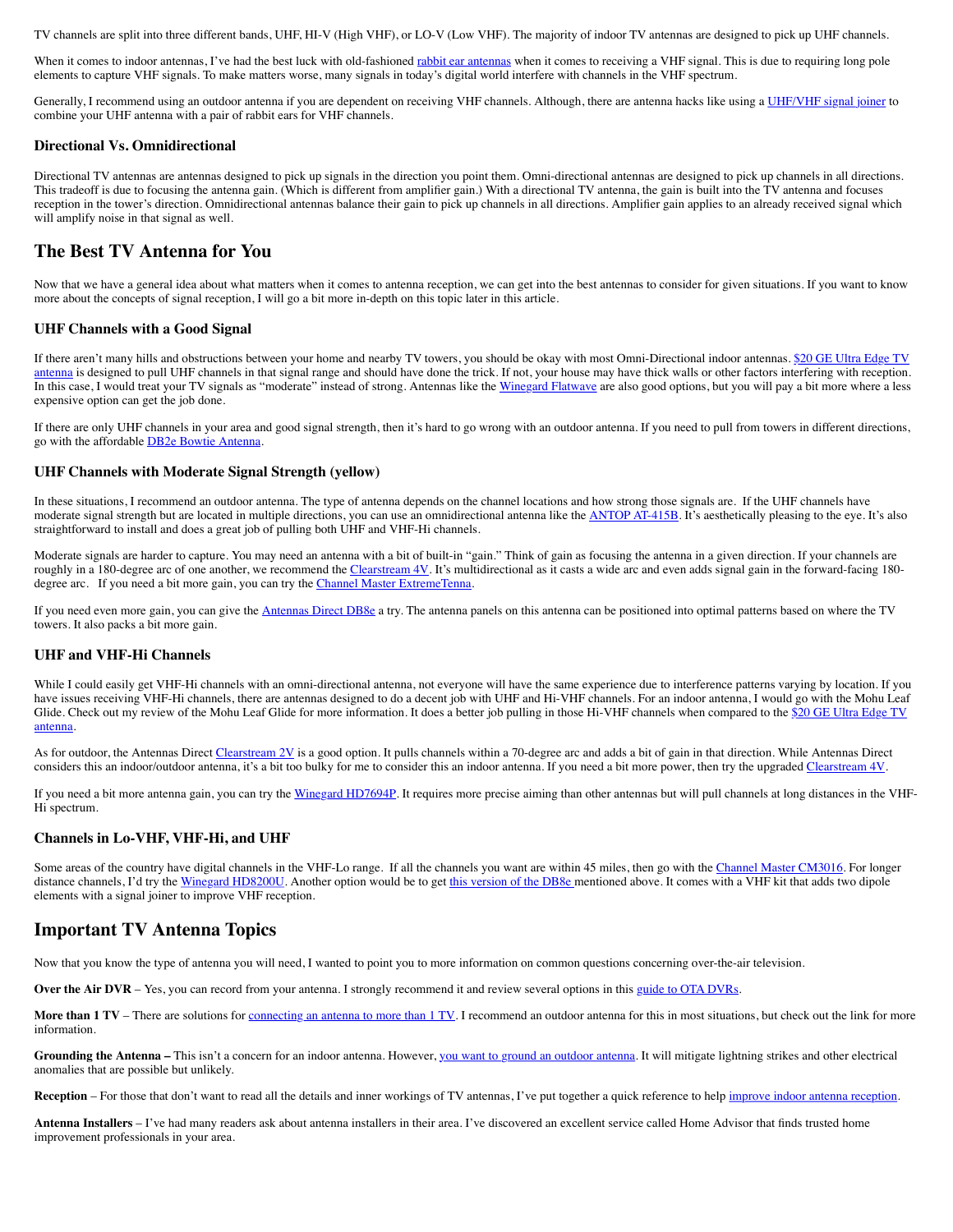TV channels are split into three different bands, UHF, HI-V (High VHF), or LO-V (Low VHF). The majority of indoor TV antennas are designed to pick up UHF channels.

When it comes to indoor antennas, I've had the best luck with old-fashioned rabbit ear antennas when it comes to receiving a VHF signal. This is due to requiring long pole elements to capture VHF signals. To make matters worse, many signals in today's digital world interfere with channels in the VHF spectrum.

Generally, I recommend using an outdoor antenna if you are dependent on receiving VHF channels. Although, there are antenna hacks like using a UHF/VHF signal joiner to combine your UHF antenna with a pair of rabbit ears for VHF channels.

### Directional Vs. Omnidirectional

Directional TV antennas are antennas designed to pick up signals in the direction you point them. Omni-directional antennas are designed to pick up channels in all directions. This tradeoff is due to focusing the antenna gain. (Which is different from amplifier gain.) With a directional TV antenna, the gain is built into the TV antenna and focuses reception in the tower's direction. Omnidirectional antennas balance their gain to pick up channels in all directions. Amplifier gain applies to an already received signal which will amplify noise in that signal as well.

## The Best TV Antenna for You

Now that we have a general idea about what matters when it comes to antenna reception, we can get into the best antennas to consider for given situations. If you want to know more about the concepts of signal reception, I will go a bit more in-depth on this topic later in this article.

### UHF Channels with a Good Signal

If there aren't many hills and obstructions between your home and nearby TV towers, you should be okay with most Omni-Directional indoor antennas. $20 GE Ultra Edge TV antenna is designed to pull UHF channels in that signal range and should have done the trick. If not, your house may have thick walls or other factors interfering with reception. In this case, I would treat your TV signals as "moderate" instead of strong. Antennas like the Winegard Flatwave are also good options, but you will pay a bit more where a less expensive option can get the job done.

If there are only UHF channels in your area and good signal strength, then it's hard to go wrong with an outdoor antenna. If you need to pull from towers in different directions, go with the affordable DB2e Bowtie Antenna.

### UHF Channels with Moderate Signal Strength (yellow)

In these situations, I recommend an outdoor antenna. The type of antenna depends on the channel locations and how strong those signals are. If the UHF channels have moderate signal strength but are located in multiple directions, you can use an omnidirectional antenna like the ANTOP AT-415B. It's aesthetically pleasing to the eye. It's also straightforward to install and does a great job of pulling both UHF and VHF-Hi channels.

Moderate signals are harder to capture. You may need an antenna with a bit of built-in "gain." Think of gain as focusing the antenna in a given direction. If your channels are roughly in a 180-degree arc of one another, we recommend the Clearstream 4V. It's multidirectional as it casts a wide arc and even adds signal gain in the forward-facing 180-degree arc. If you need a bit more gain, you can try the Channel Master ExtremeTenna.

If you need even more gain, you can give the Antennas Direct DB8e a try. The antenna panels on this antenna can be positioned into optimal patterns based on where the TV towers. It also packs a bit more gain.

### UHF and VHF-Hi Channels

While I could easily get VHF-Hi channels with an omni-directional antenna, not everyone will have the same experience due to interference patterns varying by location. If you have issues receiving VHF-Hi channels, there are antennas designed to do a decent job with UHF and Hi-VHF channels. For an indoor antenna, I would go with the Mohu Leaf Glide. Check out my review of the Mohu Leaf Glide for more information. It does a better job pulling in those Hi-VHF channels when compared to the $20 GE Ultra Edge TV antenna.

As for outdoor, the Antennas Direct Clearstream 2V is a good option. It pulls channels within a 70-degree arc and adds a bit of gain in that direction. While Antennas Direct considers this an indoor/outdoor antenna, it's a bit too bulky for me to consider this an indoor antenna. If you need a bit more power, then try the upgraded Clearstream 4V.

If you need a bit more antenna gain, you can try the Winegard HD7694P. It requires more precise aiming than other antennas but will pull channels at long distances in the VHF-Hi spectrum.

### Channels in Lo-VHF, VHF-Hi, and UHF

Some areas of the country have digital channels in the VHF-Lo range. If all the channels you want are within 45 miles, then go with the Channel Master CM3016. For longer distance channels, I'd try the Winegard HD8200U. Another option would be to get this version of the DB8e mentioned above. It comes with a VHF kit that adds two dipole elements with a signal joiner to improve VHF reception.

## Important TV Antenna Topics

Now that you know the type of antenna you will need, I wanted to point you to more information on common questions concerning over-the-air television.

**Over the Air DVR** – Yes, you can record from your antenna. I strongly recommend it and review several options in this guide to OTA DVRs.

**More than 1 TV** – There are solutions for connecting an antenna to more than 1 TV. I recommend an outdoor antenna for this in most situations, but check out the link for more information.

**Grounding the Antenna –** This isn't a concern for an indoor antenna. However, you want to ground an outdoor antenna. It will mitigate lightning strikes and other electrical anomalies that are possible but unlikely.

**Reception** – For those that don't want to read all the details and inner workings of TV antennas, I've put together a quick reference to help improve indoor antenna reception.

**Antenna Installers** – I've had many readers ask about antenna installers in their area. I've discovered an excellent service called Home Advisor that finds trusted home improvement professionals in your area.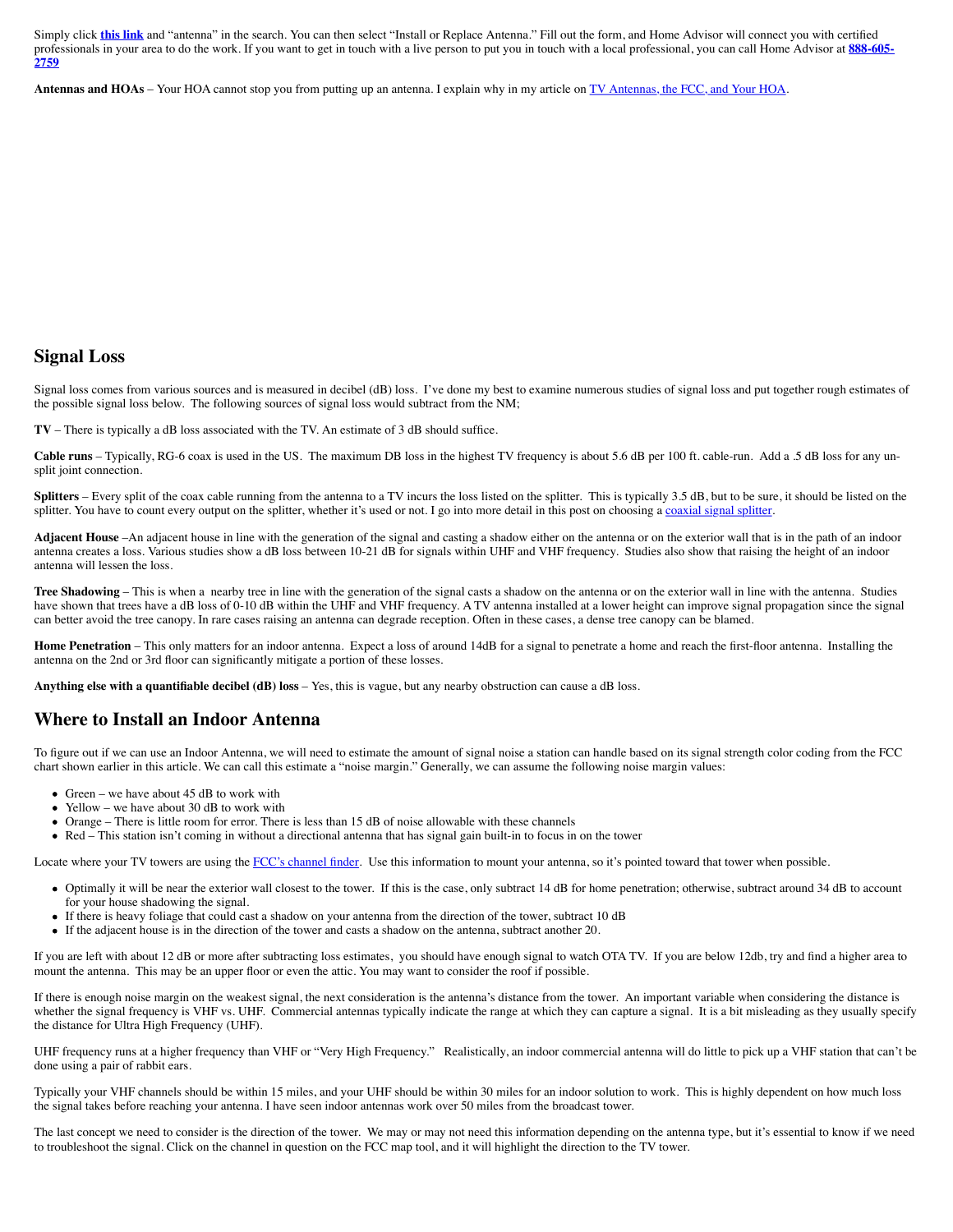Simply click **this link** and "antenna" in the search. You can then select "Install or Replace Antenna." Fill out the form, and Home Advisor will connect you with certified professionals in your area to do the work. If you want to get in touch with a live person to put you in touch with a local professional, you can call Home Advisor at **888-605-2759**

**Antennas and HOAs** – Your HOA cannot stop you from putting up an antenna. I explain why in my article on TV Antennas, the FCC, and Your HOA.

## Signal Loss

Signal loss comes from various sources and is measured in decibel (dB) loss. I've done my best to examine numerous studies of signal loss and put together rough estimates of the possible signal loss below. The following sources of signal loss would subtract from the NM;

**TV** – There is typically a dB loss associated with the TV. An estimate of 3 dB should suffice.

**Cable runs** – Typically, RG-6 coax is used in the US. The maximum DB loss in the highest TV frequency is about 5.6 dB per 100 ft. cable-run. Add a .5 dB loss for any un-split joint connection.

**Splitters** – Every split of the coax cable running from the antenna to a TV incurs the loss listed on the splitter. This is typically 3.5 dB, but to be sure, it should be listed on the splitter. You have to count every output on the splitter, whether it's used or not. I go into more detail in this post on choosing a coaxial signal splitter.

**Adjacent House** –An adjacent house in line with the generation of the signal and casting a shadow either on the antenna or on the exterior wall that is in the path of an indoor antenna creates a loss. Various studies show a dB loss between 10-21 dB for signals within UHF and VHF frequency. Studies also show that raising the height of an indoor antenna will lessen the loss.

**Tree Shadowing** – This is when a nearby tree in line with the generation of the signal casts a shadow on the antenna or on the exterior wall in line with the antenna. Studies have shown that trees have a dB loss of 0-10 dB within the UHF and VHF frequency. A TV antenna installed at a lower height can improve signal propagation since the signal can better avoid the tree canopy. In rare cases raising an antenna can degrade reception. Often in these cases, a dense tree canopy can be blamed.

**Home Penetration** – This only matters for an indoor antenna. Expect a loss of around 14dB for a signal to penetrate a home and reach the first-floor antenna. Installing the antenna on the 2nd or 3rd floor can significantly mitigate a portion of these losses.

**Anything else with a quantifiable decibel (dB) loss** – Yes, this is vague, but any nearby obstruction can cause a dB loss.

## Where to Install an Indoor Antenna

To figure out if we can use an Indoor Antenna, we will need to estimate the amount of signal noise a station can handle based on its signal strength color coding from the FCC chart shown earlier in this article. We can call this estimate a "noise margin." Generally, we can assume the following noise margin values:

- Green – we have about 45 dB to work with
- Yellow – we have about 30 dB to work with
- Orange – There is little room for error. There is less than 15 dB of noise allowable with these channels
- Red – This station isn't coming in without a directional antenna that has signal gain built-in to focus in on the tower

Locate where your TV towers are using the FCC's channel finder. Use this information to mount your antenna, so it's pointed toward that tower when possible.

- Optimally it will be near the exterior wall closest to the tower. If this is the case, only subtract 14 dB for home penetration; otherwise, subtract around 34 dB to account for your house shadowing the signal.
- If there is heavy foliage that could cast a shadow on your antenna from the direction of the tower, subtract 10 dB
- If the adjacent house is in the direction of the tower and casts a shadow on the antenna, subtract another 20.

If you are left with about 12 dB or more after subtracting loss estimates, you should have enough signal to watch OTA TV. If you are below 12db, try and find a higher area to mount the antenna. This may be an upper floor or even the attic. You may want to consider the roof if possible.

If there is enough noise margin on the weakest signal, the next consideration is the antenna's distance from the tower. An important variable when considering the distance is whether the signal frequency is VHF vs. UHF. Commercial antennas typically indicate the range at which they can capture a signal. It is a bit misleading as they usually specify the distance for Ultra High Frequency (UHF).

UHF frequency runs at a higher frequency than VHF or "Very High Frequency." Realistically, an indoor commercial antenna will do little to pick up a VHF station that can't be done using a pair of rabbit ears.

Typically your VHF channels should be within 15 miles, and your UHF should be within 30 miles for an indoor solution to work. This is highly dependent on how much loss the signal takes before reaching your antenna. I have seen indoor antennas work over 50 miles from the broadcast tower.

The last concept we need to consider is the direction of the tower. We may or may not need this information depending on the antenna type, but it's essential to know if we need to troubleshoot the signal. Click on the channel in question on the FCC map tool, and it will highlight the direction to the TV tower.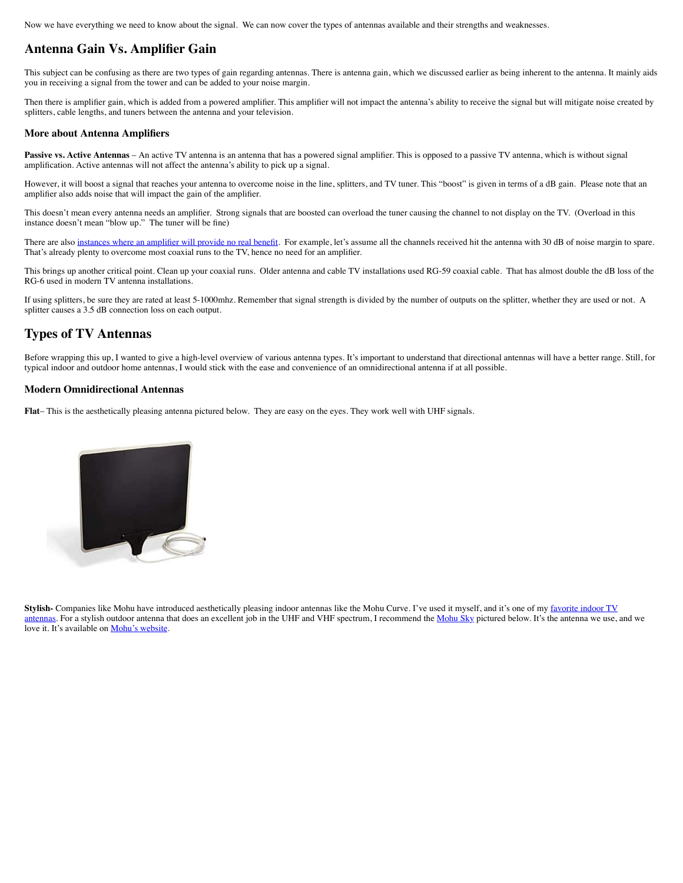Now we have everything we need to know about the signal. We can now cover the types of antennas available and their strengths and weaknesses.

## Antenna Gain Vs. Amplifier Gain

This subject can be confusing as there are two types of gain regarding antennas. There is antenna gain, which we discussed earlier as being inherent to the antenna. It mainly aids you in receiving a signal from the tower and can be added to your noise margin.

Then there is amplifier gain, which is added from a powered amplifier. This amplifier will not impact the antenna's ability to receive the signal but will mitigate noise created by splitters, cable lengths, and tuners between the antenna and your television.

### More about Antenna Amplifiers

**Passive vs. Active Antennas** – An active TV antenna is an antenna that has a powered signal amplifier. This is opposed to a passive TV antenna, which is without signal amplification. Active antennas will not affect the antenna's ability to pick up a signal.

However, it will boost a signal that reaches your antenna to overcome noise in the line, splitters, and TV tuner. This "boost" is given in terms of a dB gain. Please note that an amplifier also adds noise that will impact the gain of the amplifier.

This doesn't mean every antenna needs an amplifier. Strong signals that are boosted can overload the tuner causing the channel to not display on the TV. (Overload in this instance doesn't mean "blow up." The tuner will be fine)

There are also instances where an amplifier will provide no real benefit. For example, let's assume all the channels received hit the antenna with 30 dB of noise margin to spare. That's already plenty to overcome most coaxial runs to the TV, hence no need for an amplifier.

This brings up another critical point. Clean up your coaxial runs. Older antenna and cable TV installations used RG-59 coaxial cable. That has almost double the dB loss of the RG-6 used in modern TV antenna installations.

If using splitters, be sure they are rated at least 5-1000mhz. Remember that signal strength is divided by the number of outputs on the splitter, whether they are used or not. A splitter causes a 3.5 dB connection loss on each output.

## Types of TV Antennas

Before wrapping this up, I wanted to give a high-level overview of various antenna types. It's important to understand that directional antennas will have a better range. Still, for typical indoor and outdoor home antennas, I would stick with the ease and convenience of an omnidirectional antenna if at all possible.

### Modern Omnidirectional Antennas

**Flat**– This is the aesthetically pleasing antenna pictured below. They are easy on the eyes. They work well with UHF signals.

**Stylish-** Companies like Mohu have introduced aesthetically pleasing indoor antennas like the Mohu Curve. I've used it myself, and it's one of my favorite indoor TV antennas. For a stylish outdoor antenna that does an excellent job in the UHF and VHF spectrum, I recommend the Mohu Sky pictured below. It's the antenna we use, and we love it. It's available on Mohu's website.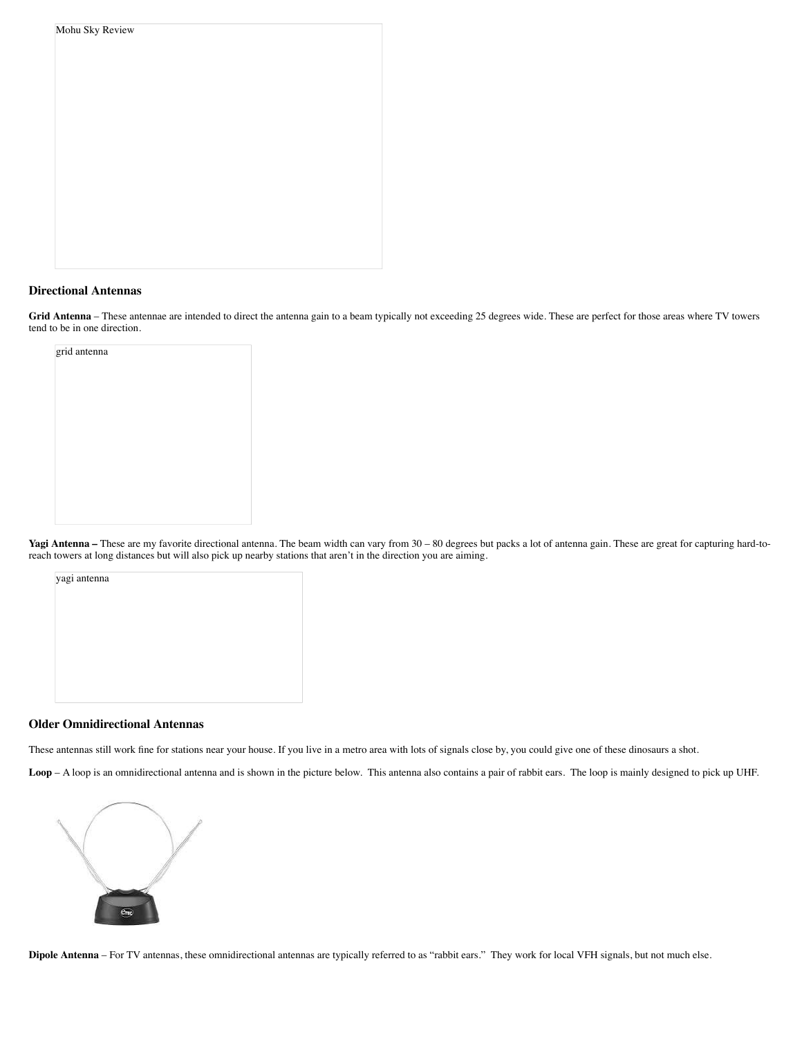Mohu Sky Review

### Directional Antennas

**Grid Antenna** – These antennae are intended to direct the antenna gain to a beam typically not exceeding 25 degrees wide. These are perfect for those areas where TV towers tend to be in one direction.

grid antenna

**Yagi Antenna –** These are my favorite directional antenna. The beam width can vary from 30 – 80 degrees but packs a lot of antenna gain. These are great for capturing hard-to-reach towers at long distances but will also pick up nearby stations that aren't in the direction you are aiming.

yagi antenna

### Older Omnidirectional Antennas

These antennas still work fine for stations near your house. If you live in a metro area with lots of signals close by, you could give one of these dinosaurs a shot.

**Loop** – A loop is an omnidirectional antenna and is shown in the picture below. This antenna also contains a pair of rabbit ears. The loop is mainly designed to pick up UHF.

**Dipole Antenna** – For TV antennas, these omnidirectional antennas are typically referred to as "rabbit ears." They work for local VFH signals, but not much else.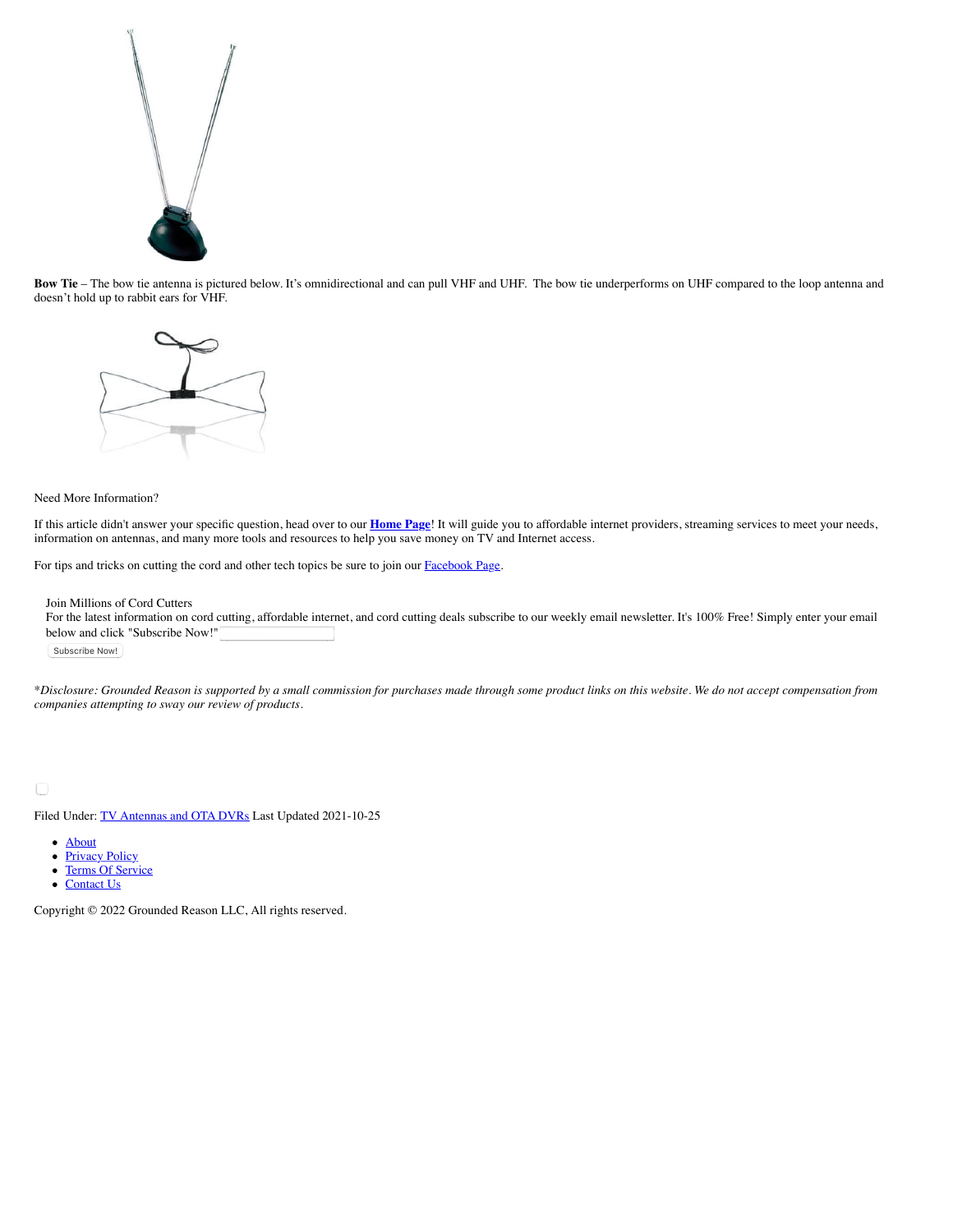**Bow Tie** – The bow tie antenna is pictured below. It's omnidirectional and can pull VHF and UHF.  The bow tie underperforms on UHF compared to the loop antenna and doesn't hold up to rabbit ears for VHF.

Need More Information?

If this article didn't answer your specific question, head over to our **Home Page**! It will guide you to affordable internet providers, streaming services to meet your needs, information on antennas, and many more tools and resources to help you save money on TV and Internet access.

For tips and tricks on cutting the cord and other tech topics be sure to join our Facebook Page.

Join Millions of Cord Cutters
For the latest information on cord cutting, affordable internet, and cord cutting deals subscribe to our weekly email newsletter. It's 100% Free! Simply enter your email below and click "Subscribe Now!"

Subscribe Now!

*Disclosure: Grounded Reason is supported by a small commission for purchases made through some product links on this website. We do not accept compensation from companies attempting to sway our review of products.*

Filed Under: TV Antennas and OTA DVRs Last Updated 2021-10-25

- About
- Privacy Policy
- Terms Of Service
- Contact Us

Copyright © 2022 Grounded Reason LLC, All rights reserved.